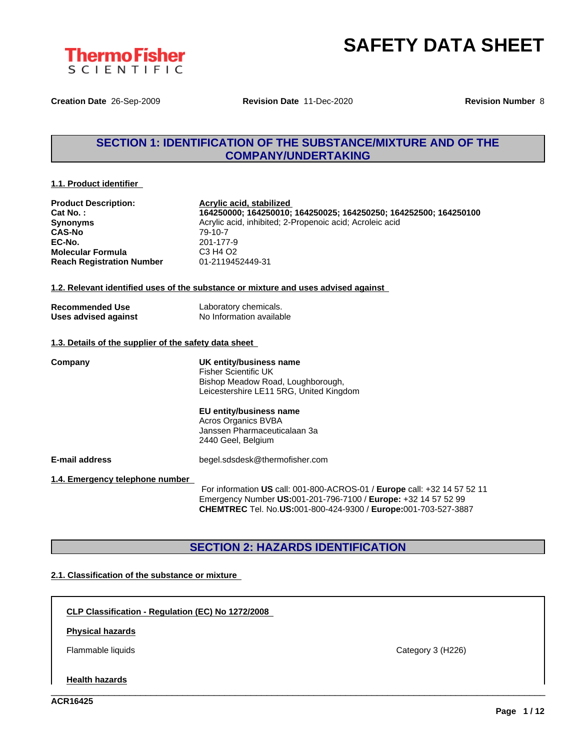# SAFETY DATA SHEET

**Creation Date** 26-Sep-2009 **Revision Date** 11-Dec-2020 **Revision Number** 8

## SECTION 1: IDENTIFICATION OF THE SUBSTANCE/MIXTURE AND OF THE COMPANY/UNDERTAKING

### 1.1. Product identifier

| | |
|---|---|
| **Product Description:** | **Acrylic acid, stabilized** |
| **Cat No. :** | **164250000; 164250010; 164250025; 164250250; 164252500; 164250100** |
| **Synonyms** | Acrylic acid, inhibited; 2-Propenoic acid; Acroleic acid |
| **CAS-No** | 79-10-7 |
| **EC-No.** | 201-177-9 |
| **Molecular Formula** | C3 H4 O2 |
| **Reach Registration Number** | 01-2119452449-31 |

### 1.2. Relevant identified uses of the substance or mixture and uses advised against

| | |
|---|---|
| **Recommended Use** | Laboratory chemicals. |
| **Uses advised against** | No Information available |

### 1.3. Details of the supplier of the safety data sheet

**Company**

**UK entity/business name**
Fisher Scientific UK
Bishop Meadow Road, Loughborough,
Leicestershire LE11 5RG, United Kingdom

**EU entity/business name**
Acros Organics BVBA
Janssen Pharmaceuticalaan 3a
2440 Geel, Belgium

**E-mail address** begel.sdsdesk@thermofisher.com

### 1.4. Emergency telephone number

For information **US** call: 001-800-ACROS-01 / **Europe** call: +32 14 57 52 11
Emergency Number **US:**001-201-796-7100 / **Europe:** +32 14 57 52 99
**CHEMTREC** Tel. No.**US:**001-800-424-9300 / **Europe:**001-703-527-3887

## SECTION 2: HAZARDS IDENTIFICATION

### 2.1. Classification of the substance or mixture

**CLP Classification - Regulation (EC) No 1272/2008**

**Physical hazards**

| | |
|---|---|
| Flammable liquids | Category 3 (H226) |

**Health hazards**

ACR16425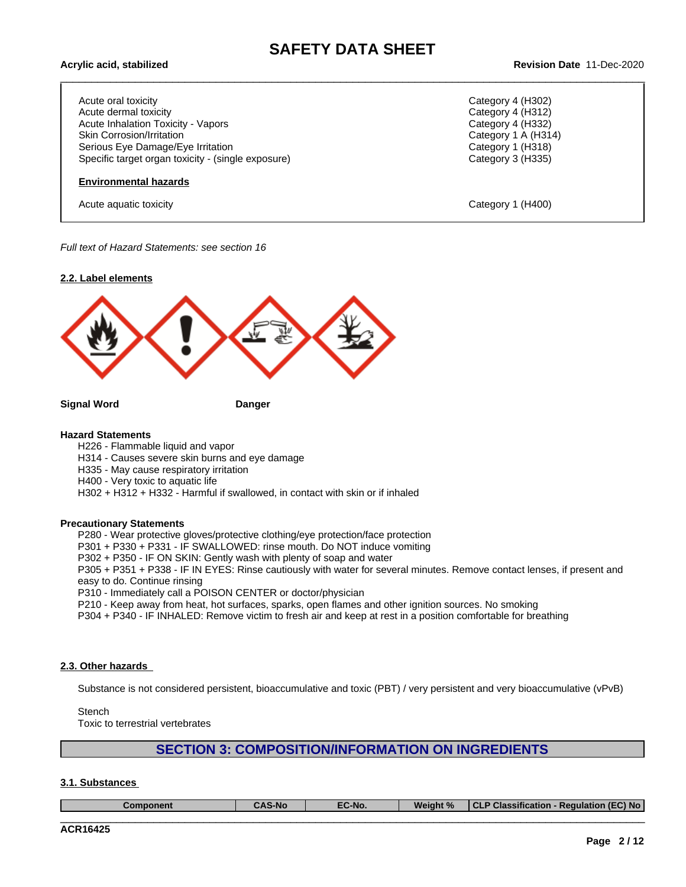| | |
|---|---|
| Acute oral toxicity | Category 4 (H302) |
| Acute dermal toxicity | Category 4 (H312) |
| Acute Inhalation Toxicity - Vapors | Category 4 (H332) |
| Skin Corrosion/Irritation | Category 1 A (H314) |
| Serious Eye Damage/Eye Irritation | Category 1 (H318) |
| Specific target organ toxicity - (single exposure) | Category 3 (H335) |
| **Environmental hazards** | |
| Acute aquatic toxicity | Category 1 (H400) |

*Full text of Hazard Statements: see section 16*

### 2.2. Label elements

**Signal Word** **Danger**

**Hazard Statements**

H226 - Flammable liquid and vapor
H314 - Causes severe skin burns and eye damage
H335 - May cause respiratory irritation
H400 - Very toxic to aquatic life
H302 + H312 + H332 - Harmful if swallowed, in contact with skin or if inhaled

**Precautionary Statements**

P280 - Wear protective gloves/protective clothing/eye protection/face protection
P301 + P330 + P331 - IF SWALLOWED: rinse mouth. Do NOT induce vomiting
P302 + P350 - IF ON SKIN: Gently wash with plenty of soap and water
P305 + P351 + P338 - IF IN EYES: Rinse cautiously with water for several minutes. Remove contact lenses, if present and easy to do. Continue rinsing
P310 - Immediately call a POISON CENTER or doctor/physician
P210 - Keep away from heat, hot surfaces, sparks, open flames and other ignition sources. No smoking
P304 + P340 - IF INHALED: Remove victim to fresh air and keep at rest in a position comfortable for breathing

### 2.3. Other hazards

Substance is not considered persistent, bioaccumulative and toxic (PBT) / very persistent and very bioaccumulative (vPvB)

Stench
Toxic to terrestrial vertebrates

## SECTION 3: COMPOSITION/INFORMATION ON INGREDIENTS

### 3.1. Substances

| Component | CAS-No | EC-No. | Weight % | CLP Classification - Regulation (EC) No |
|---|---|---|---|---|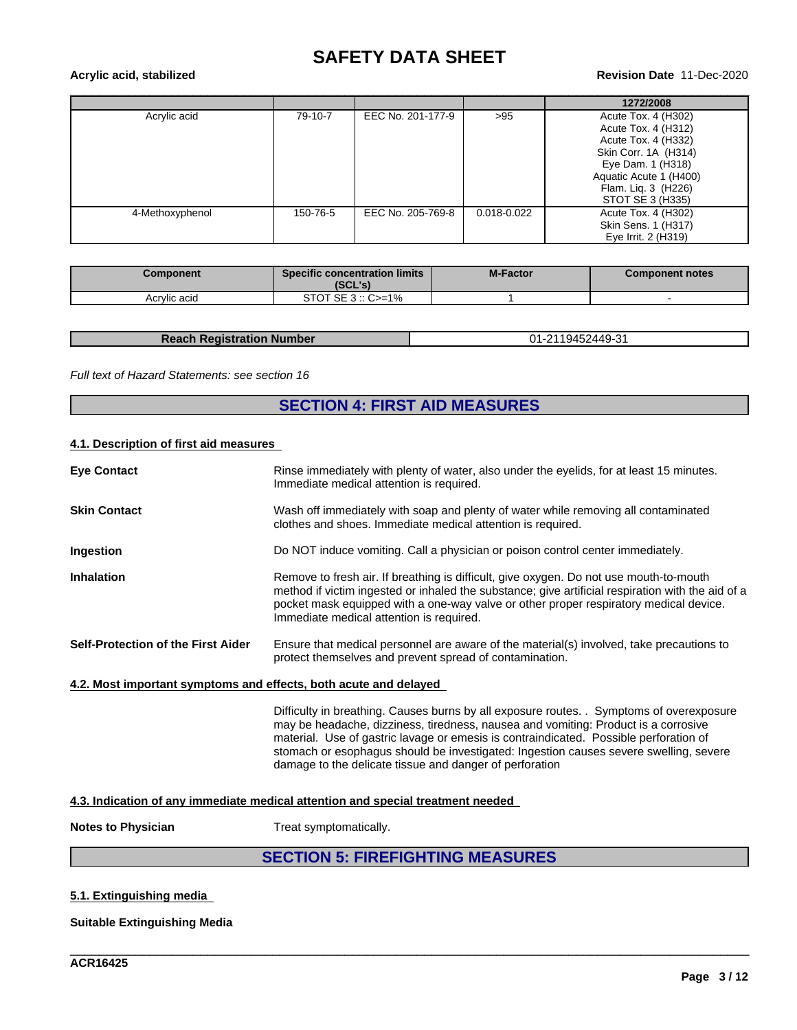| | | | | 1272/2008 |
|---|---|---|---|---|
| Acrylic acid | 79-10-7 | EEC No. 201-177-9 | >95 | Acute Tox. 4 (H302)<br>Acute Tox. 4 (H312)<br>Acute Tox. 4 (H332)<br>Skin Corr. 1A (H314)<br>Eye Dam. 1 (H318)<br>Aquatic Acute 1 (H400)<br>Flam. Liq. 3 (H226)<br>STOT SE 3 (H335) |
| 4-Methoxyphenol | 150-76-5 | EEC No. 205-769-8 | 0.018-0.022 | Acute Tox. 4 (H302)<br>Skin Sens. 1 (H317)<br>Eye Irrit. 2 (H319) |

| Component | Specific concentration limits (SCL's) | M-Factor | Component notes |
|---|---|---|---|
| Acrylic acid | STOT SE 3 :: C>=1% | 1 | - |

| Reach Registration Number | 01-2119452449-31 |
|---|---|

*Full text of Hazard Statements: see section 16*

## SECTION 4: FIRST AID MEASURES

### 4.1. Description of first aid measures

**Eye Contact** Rinse immediately with plenty of water, also under the eyelids, for at least 15 minutes. Immediate medical attention is required.

**Skin Contact** Wash off immediately with soap and plenty of water while removing all contaminated clothes and shoes. Immediate medical attention is required.

**Ingestion** Do NOT induce vomiting. Call a physician or poison control center immediately.

**Inhalation** Remove to fresh air. If breathing is difficult, give oxygen. Do not use mouth-to-mouth method if victim ingested or inhaled the substance; give artificial respiration with the aid of a pocket mask equipped with a one-way valve or other proper respiratory medical device. Immediate medical attention is required.

**Self-Protection of the First Aider** Ensure that medical personnel are aware of the material(s) involved, take precautions to protect themselves and prevent spread of contamination.

### 4.2. Most important symptoms and effects, both acute and delayed

Difficulty in breathing. Causes burns by all exposure routes. . Symptoms of overexposure may be headache, dizziness, tiredness, nausea and vomiting: Product is a corrosive material. Use of gastric lavage or emesis is contraindicated. Possible perforation of stomach or esophagus should be investigated: Ingestion causes severe swelling, severe damage to the delicate tissue and danger of perforation

### 4.3. Indication of any immediate medical attention and special treatment needed

**Notes to Physician** Treat symptomatically.

## SECTION 5: FIREFIGHTING MEASURES

### 5.1. Extinguishing media

**Suitable Extinguishing Media**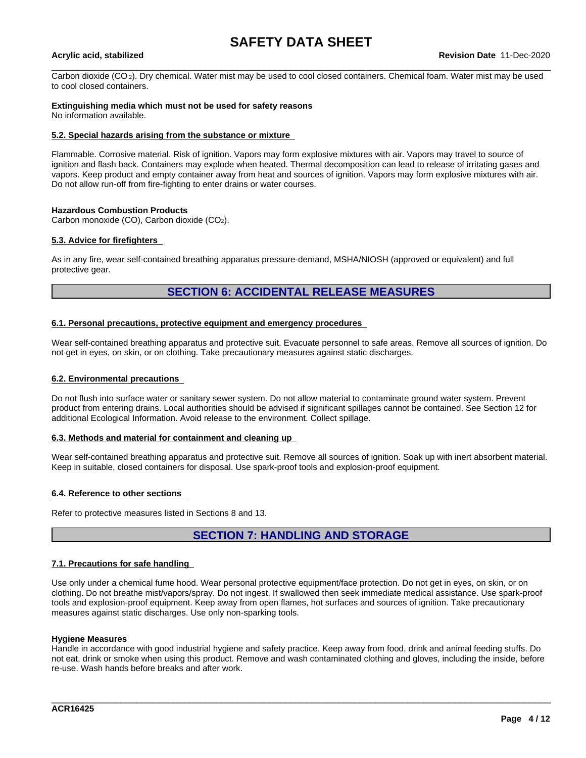Carbon dioxide ($CO_2$). Dry chemical. Water mist may be used to cool closed containers. Chemical foam. Water mist may be used to cool closed containers.

**Extinguishing media which must not be used for safety reasons**
No information available.

### 5.2. Special hazards arising from the substance or mixture

Flammable. Corrosive material. Risk of ignition. Vapors may form explosive mixtures with air. Vapors may travel to source of ignition and flash back. Containers may explode when heated. Thermal decomposition can lead to release of irritating gases and vapors. Keep product and empty container away from heat and sources of ignition. Vapors may form explosive mixtures with air. Do not allow run-off from fire-fighting to enter drains or water courses.

**Hazardous Combustion Products**
Carbon monoxide (CO), Carbon dioxide ($CO_2$).

### 5.3. Advice for firefighters

As in any fire, wear self-contained breathing apparatus pressure-demand, MSHA/NIOSH (approved or equivalent) and full protective gear.

## SECTION 6: ACCIDENTAL RELEASE MEASURES

### 6.1. Personal precautions, protective equipment and emergency procedures

Wear self-contained breathing apparatus and protective suit. Evacuate personnel to safe areas. Remove all sources of ignition. Do not get in eyes, on skin, or on clothing. Take precautionary measures against static discharges.

### 6.2. Environmental precautions

Do not flush into surface water or sanitary sewer system. Do not allow material to contaminate ground water system. Prevent product from entering drains. Local authorities should be advised if significant spillages cannot be contained. See Section 12 for additional Ecological Information. Avoid release to the environment. Collect spillage.

### 6.3. Methods and material for containment and cleaning up

Wear self-contained breathing apparatus and protective suit. Remove all sources of ignition. Soak up with inert absorbent material. Keep in suitable, closed containers for disposal. Use spark-proof tools and explosion-proof equipment.

### 6.4. Reference to other sections

Refer to protective measures listed in Sections 8 and 13.

## SECTION 7: HANDLING AND STORAGE

### 7.1. Precautions for safe handling

Use only under a chemical fume hood. Wear personal protective equipment/face protection. Do not get in eyes, on skin, or on clothing. Do not breathe mist/vapors/spray. Do not ingest. If swallowed then seek immediate medical assistance. Use spark-proof tools and explosion-proof equipment. Keep away from open flames, hot surfaces and sources of ignition. Take precautionary measures against static discharges. Use only non-sparking tools.

**Hygiene Measures**
Handle in accordance with good industrial hygiene and safety practice. Keep away from food, drink and animal feeding stuffs. Do not eat, drink or smoke when using this product. Remove and wash contaminated clothing and gloves, including the inside, before re-use. Wash hands before breaks and after work.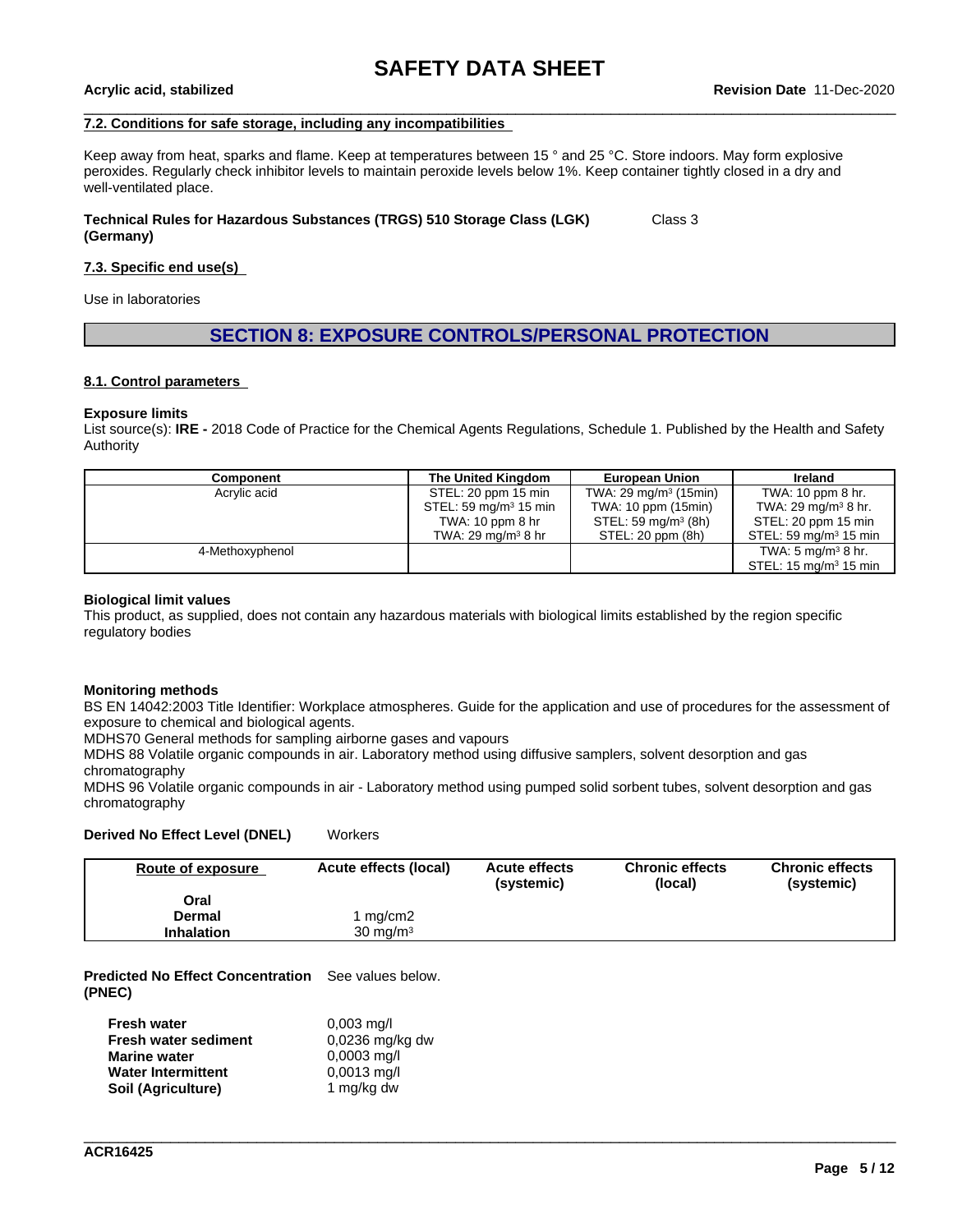### 7.2. Conditions for safe storage, including any incompatibilities

Keep away from heat, sparks and flame. Keep at temperatures between 15 ° and 25 °C. Store indoors. May form explosive peroxides. Regularly check inhibitor levels to maintain peroxide levels below 1%. Keep container tightly closed in a dry and well-ventilated place.

**Technical Rules for Hazardous Substances (TRGS) 510 Storage Class (LGK) (Germany)** Class 3

### 7.3. Specific end use(s)

Use in laboratories

## SECTION 8: EXPOSURE CONTROLS/PERSONAL PROTECTION

### 8.1. Control parameters

**Exposure limits**

List source(s): **IRE -** 2018 Code of Practice for the Chemical Agents Regulations, Schedule 1. Published by the Health and Safety Authority

| Component | The United Kingdom | European Union | Ireland |
|---|---|---|---|
| Acrylic acid | STEL: 20 ppm 15 min<br>STEL: 59 mg/m³ 15 min<br>TWA: 10 ppm 8 hr<br>TWA: 29 mg/m³ 8 hr | TWA: 29 mg/m³ (15min)<br>TWA: 10 ppm (15min)<br>STEL: 59 mg/m³ (8h)<br>STEL: 20 ppm (8h) | TWA: 10 ppm 8 hr.<br>TWA: 29 mg/m³ 8 hr.<br>STEL: 20 ppm 15 min<br>STEL: 59 mg/m³ 15 min |
| 4-Methoxyphenol | | | TWA: 5 mg/m³ 8 hr.<br>STEL: 15 mg/m³ 15 min |

**Biological limit values**

This product, as supplied, does not contain any hazardous materials with biological limits established by the region specific regulatory bodies

**Monitoring methods**

BS EN 14042:2003 Title Identifier: Workplace atmospheres. Guide for the application and use of procedures for the assessment of exposure to chemical and biological agents.
MDHS70 General methods for sampling airborne gases and vapours
MDHS 88 Volatile organic compounds in air. Laboratory method using diffusive samplers, solvent desorption and gas chromatography
MDHS 96 Volatile organic compounds in air - Laboratory method using pumped solid sorbent tubes, solvent desorption and gas chromatography

**Derived No Effect Level (DNEL)** Workers

| Route of exposure | Acute effects (local) | Acute effects (systemic) | Chronic effects (local) | Chronic effects (systemic) |
|---|---|---|---|---|
| **Oral** | | | | |
| **Dermal** | 1 mg/cm2 | | | |
| **Inhalation** | 30 mg/m³ | | | |

**Predicted No Effect Concentration (PNEC)** See values below.

| | |
|---|---|
| **Fresh water** | 0,003 mg/l |
| **Fresh water sediment** | 0,0236 mg/kg dw |
| **Marine water** | 0,0003 mg/l |
| **Water Intermittent** | 0,0013 mg/l |
| **Soil (Agriculture)** | 1 mg/kg dw |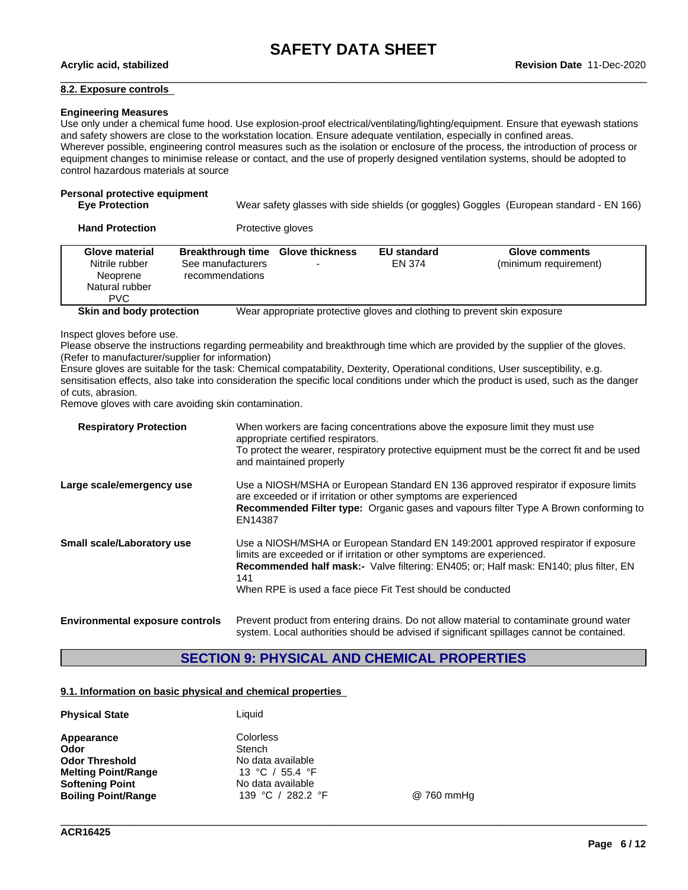### 8.2. Exposure controls

**Engineering Measures**

Use only under a chemical fume hood. Use explosion-proof electrical/ventilating/lighting/equipment. Ensure that eyewash stations and safety showers are close to the workstation location. Ensure adequate ventilation, especially in confined areas.
Wherever possible, engineering control measures such as the isolation or enclosure of the process, the introduction of process or equipment changes to minimise release or contact, and the use of properly designed ventilation systems, should be adopted to control hazardous materials at source

**Personal protective equipment**

**Eye Protection** Wear safety glasses with side shields (or goggles) Goggles (European standard - EN 166)

**Hand Protection** Protective gloves

| Glove material | Breakthrough time | Glove thickness | EU standard | Glove comments |
|---|---|---|---|---|
| Nitrile rubber<br>Neoprene<br>Natural rubber<br>PVC | See manufacturers recommendations | - | EN 374 | (minimum requirement) |

**Skin and body protection** Wear appropriate protective gloves and clothing to prevent skin exposure

Inspect gloves before use.
Please observe the instructions regarding permeability and breakthrough time which are provided by the supplier of the gloves. (Refer to manufacturer/supplier for information)
Ensure gloves are suitable for the task: Chemical compatability, Dexterity, Operational conditions, User susceptibility, e.g. sensitisation effects, also take into consideration the specific local conditions under which the product is used, such as the danger of cuts, abrasion.
Remove gloves with care avoiding skin contamination.

**Respiratory Protection** When workers are facing concentrations above the exposure limit they must use appropriate certified respirators.
To protect the wearer, respiratory protective equipment must be the correct fit and be used and maintained properly

**Large scale/emergency use** Use a NIOSH/MSHA or European Standard EN 136 approved respirator if exposure limits are exceeded or if irritation or other symptoms are experienced
**Recommended Filter type:** Organic gases and vapours filter Type A Brown conforming to EN14387

**Small scale/Laboratory use** Use a NIOSH/MSHA or European Standard EN 149:2001 approved respirator if exposure limits are exceeded or if irritation or other symptoms are experienced.
**Recommended half mask:-** Valve filtering: EN405; or; Half mask: EN140; plus filter, EN 141
When RPE is used a face piece Fit Test should be conducted

**Environmental exposure controls** Prevent product from entering drains. Do not allow material to contaminate ground water system. Local authorities should be advised if significant spillages cannot be contained.

## SECTION 9: PHYSICAL AND CHEMICAL PROPERTIES

### 9.1. Information on basic physical and chemical properties

| | | |
|---|---|---|
| **Physical State** | Liquid | |
| **Appearance** | Colorless | |
| **Odor** | Stench | |
| **Odor Threshold** | No data available | |
| **Melting Point/Range** | 13 °C / 55.4 °F | |
| **Softening Point** | No data available | |
| **Boiling Point/Range** | 139 °C / 282.2 °F | @ 760 mmHg |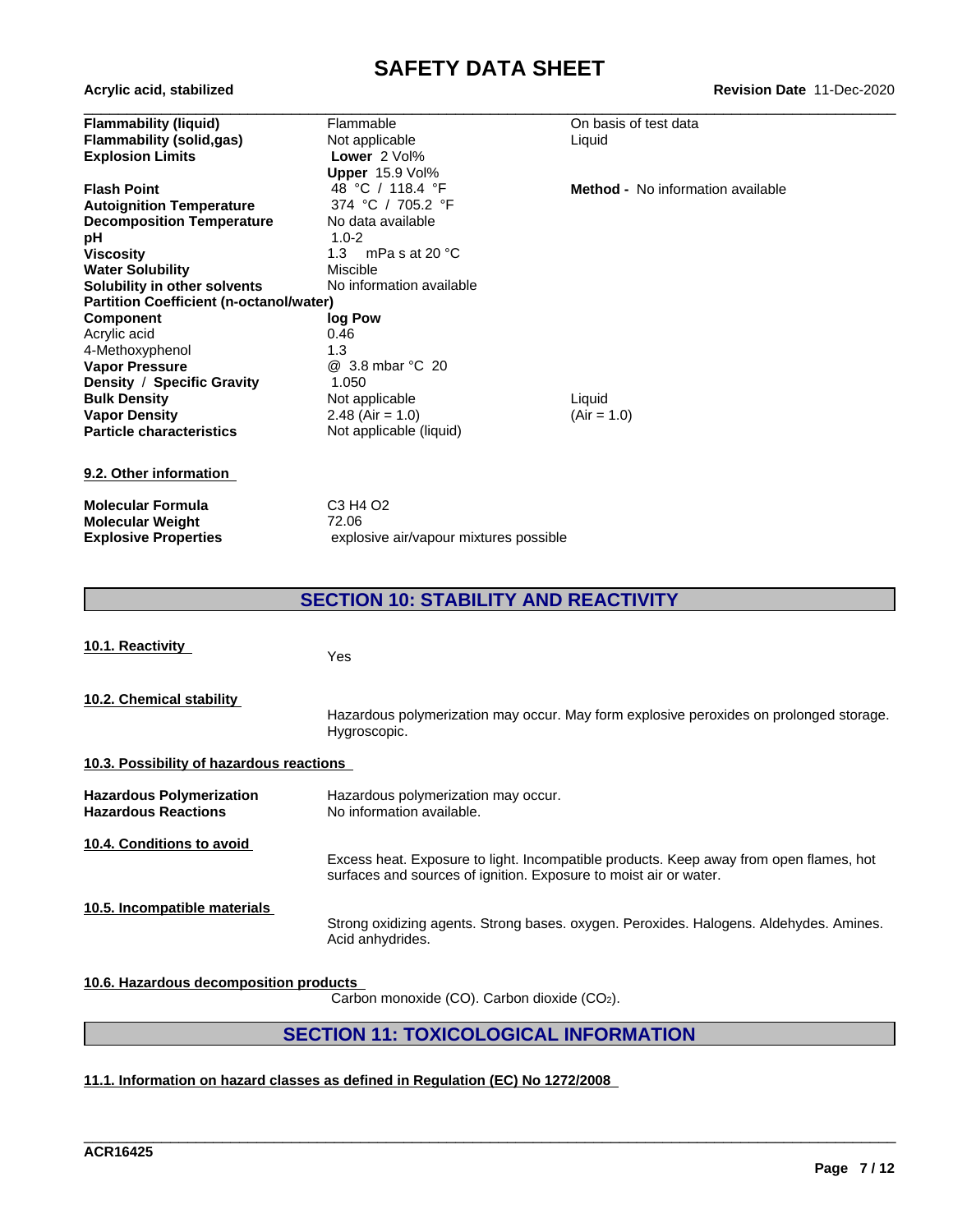| | | |
|---|---|---|
| **Flammability (liquid)** | Flammable | On basis of test data |
| **Flammability (solid,gas)** | Not applicable | Liquid |
| **Explosion Limits** | **Lower** 2 Vol% | |
| | **Upper** 15.9 Vol% | |
| **Flash Point** | 48 °C / 118.4 °F | **Method -** No information available |
| **Autoignition Temperature** | 374 °C / 705.2 °F | |
| **Decomposition Temperature** | No data available | |
| **pH** | 1.0-2 | |
| **Viscosity** | 1.3 mPa s at 20 °C | |
| **Water Solubility** | Miscible | |
| **Solubility in other solvents** | No information available | |
| **Partition Coefficient (n-octanol/water)** | | |
| **Component** | **log Pow** | |
| Acrylic acid | 0.46 | |
| 4-Methoxyphenol | 1.3 | |
| **Vapor Pressure** | @ 3.8 mbar °C 20 | |
| **Density / Specific Gravity** | 1.050 | |
| **Bulk Density** | Not applicable | Liquid |
| **Vapor Density** | 2.48 (Air = 1.0) | (Air = 1.0) |
| **Particle characteristics** | Not applicable (liquid) | |

### 9.2. Other information

| | |
|---|---|
| **Molecular Formula** | C3 H4 O2 |
| **Molecular Weight** | 72.06 |
| **Explosive Properties** | explosive air/vapour mixtures possible |

## SECTION 10: STABILITY AND REACTIVITY

### 10.1. Reactivity

Yes

### 10.2. Chemical stability

Hazardous polymerization may occur. May form explosive peroxides on prolonged storage. Hygroscopic.

### 10.3. Possibility of hazardous reactions

| | |
|---|---|
| **Hazardous Polymerization** | Hazardous polymerization may occur. |
| **Hazardous Reactions** | No information available. |

### 10.4. Conditions to avoid

Excess heat. Exposure to light. Incompatible products. Keep away from open flames, hot surfaces and sources of ignition. Exposure to moist air or water.

### 10.5. Incompatible materials

Strong oxidizing agents. Strong bases. oxygen. Peroxides. Halogens. Aldehydes. Amines. Acid anhydrides.

### 10.6. Hazardous decomposition products

Carbon monoxide (CO). Carbon dioxide ($CO_2$).

## SECTION 11: TOXICOLOGICAL INFORMATION

### 11.1. Information on hazard classes as defined in Regulation (EC) No 1272/2008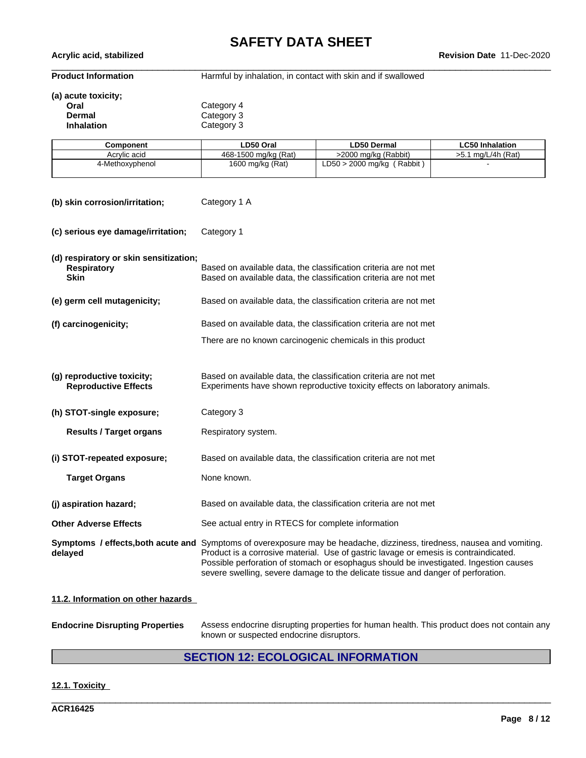**Product Information** Harmful by inhalation, in contact with skin and if swallowed

**(a) acute toxicity;**

| | |
|---|---|
| **Oral** | Category 4 |
| **Dermal** | Category 3 |
| **Inhalation** | Category 3 |

| Component | LD50 Oral | LD50 Dermal | LC50 Inhalation |
|---|---|---|---|
| Acrylic acid | 468-1500 mg/kg (Rat) | >2000 mg/kg (Rabbit) | >5.1 mg/L/4h (Rat) |
| 4-Methoxyphenol | 1600 mg/kg (Rat) | LD50 > 2000 mg/kg ( Rabbit ) | - |

**(b) skin corrosion/irritation;** Category 1 A

**(c) serious eye damage/irritation;** Category 1

**(d) respiratory or skin sensitization;**

| | |
|---|---|
| **Respiratory** | Based on available data, the classification criteria are not met |
| **Skin** | Based on available data, the classification criteria are not met |

**(e) germ cell mutagenicity;** Based on available data, the classification criteria are not met

**(f) carcinogenicity;** Based on available data, the classification criteria are not met

There are no known carcinogenic chemicals in this product

**(g) reproductive toxicity;** Based on available data, the classification criteria are not met

**Reproductive Effects** Experiments have shown reproductive toxicity effects on laboratory animals.

**(h) STOT-single exposure;** Category 3

**Results / Target organs** Respiratory system.

**(i) STOT-repeated exposure;** Based on available data, the classification criteria are not met

**Target Organs** None known.

**(j) aspiration hazard;** Based on available data, the classification criteria are not met

**Other Adverse Effects** See actual entry in RTECS for complete information

**Symptoms / effects,both acute and delayed** Symptoms of overexposure may be headache, dizziness, tiredness, nausea and vomiting. Product is a corrosive material. Use of gastric lavage or emesis is contraindicated. Possible perforation of stomach or esophagus should be investigated. Ingestion causes severe swelling, severe damage to the delicate tissue and danger of perforation.

**11.2. Information on other hazards**

**Endocrine Disrupting Properties** Assess endocrine disrupting properties for human health. This product does not contain any known or suspected endocrine disruptors.

## SECTION 12: ECOLOGICAL INFORMATION

**12.1. Toxicity**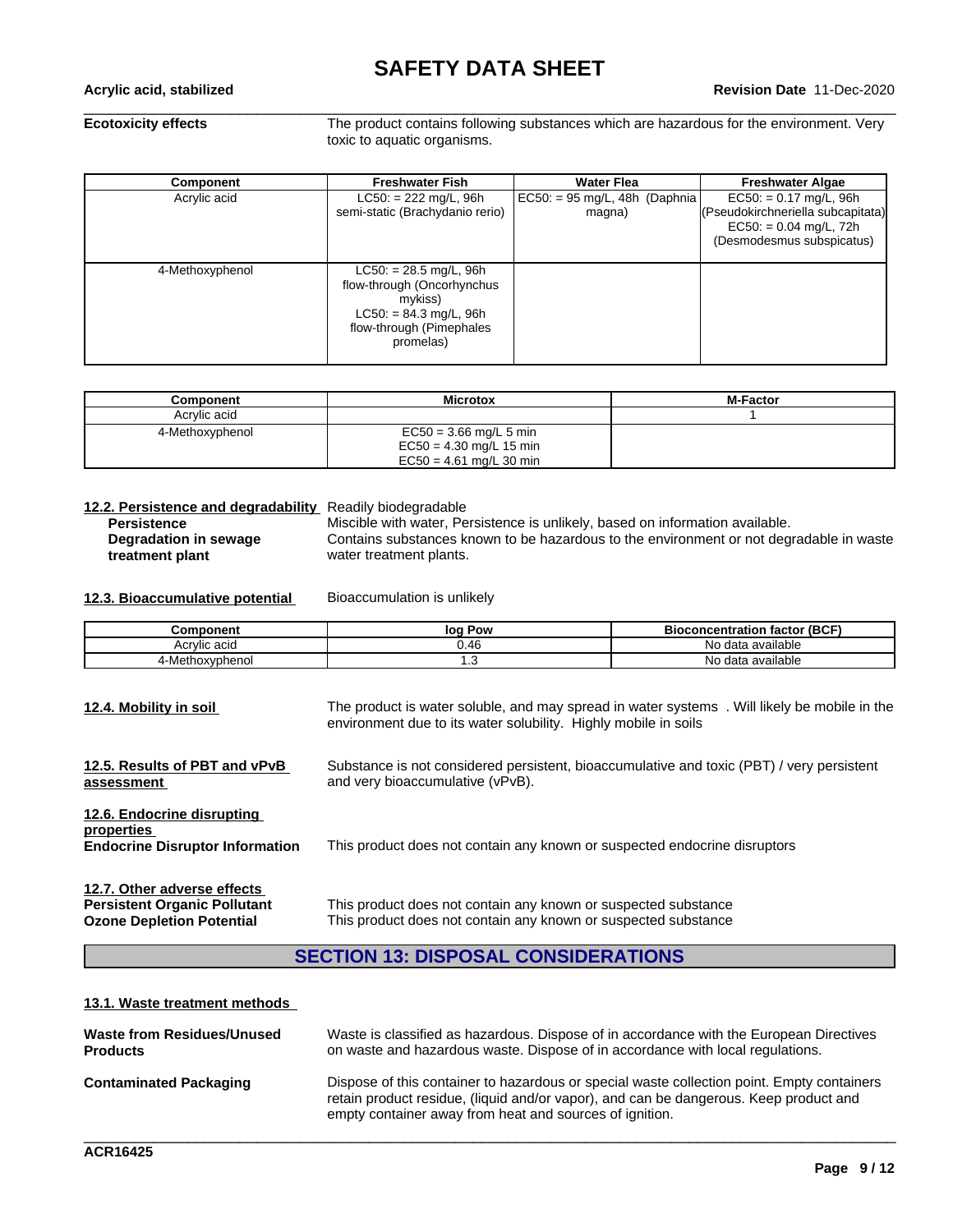**Ecotoxicity effects** The product contains following substances which are hazardous for the environment. Very toxic to aquatic organisms.

| Component | Freshwater Fish | Water Flea | Freshwater Algae |
|---|---|---|---|
| Acrylic acid | LC50: = 222 mg/L, 96h semi-static (Brachydanio rerio) | EC50: = 95 mg/L, 48h (Daphnia magna) | EC50: = 0.17 mg/L, 96h (Pseudokirchneriella subcapitata) EC50: = 0.04 mg/L, 72h (Desmodesmus subspicatus) |
| 4-Methoxyphenol | LC50: = 28.5 mg/L, 96h flow-through (Oncorhynchus mykiss) LC50: = 84.3 mg/L, 96h flow-through (Pimephales promelas) | | |

| Component | Microtox | M-Factor |
|---|---|---|
| Acrylic acid | | 1 |
| 4-Methoxyphenol | EC50 = 3.66 mg/L 5 min EC50 = 4.30 mg/L 15 min EC50 = 4.61 mg/L 30 min | |

**12.2. Persistence and degradability** Readily biodegradable

**Persistence** Miscible with water, Persistence is unlikely, based on information available.

**Degradation in sewage treatment plant** Contains substances known to be hazardous to the environment or not degradable in waste water treatment plants.

**12.3. Bioaccumulative potential** Bioaccumulation is unlikely

| Component | log Pow | Bioconcentration factor (BCF) |
|---|---|---|
| Acrylic acid | 0.46 | No data available |
| 4-Methoxyphenol | 1.3 | No data available |

**12.4. Mobility in soil** The product is water soluble, and may spread in water systems . Will likely be mobile in the environment due to its water solubility. Highly mobile in soils

**12.5. Results of PBT and vPvB assessment** Substance is not considered persistent, bioaccumulative and toxic (PBT) / very persistent and very bioaccumulative (vPvB).

**12.6. Endocrine disrupting properties**

**Endocrine Disruptor Information** This product does not contain any known or suspected endocrine disruptors

**12.7. Other adverse effects**

**Persistent Organic Pollutant** This product does not contain any known or suspected substance

**Ozone Depletion Potential** This product does not contain any known or suspected substance

## SECTION 13: DISPOSAL CONSIDERATIONS

**13.1. Waste treatment methods**

**Waste from Residues/Unused Products** Waste is classified as hazardous. Dispose of in accordance with the European Directives on waste and hazardous waste. Dispose of in accordance with local regulations.

**Contaminated Packaging** Dispose of this container to hazardous or special waste collection point. Empty containers retain product residue, (liquid and/or vapor), and can be dangerous. Keep product and empty container away from heat and sources of ignition.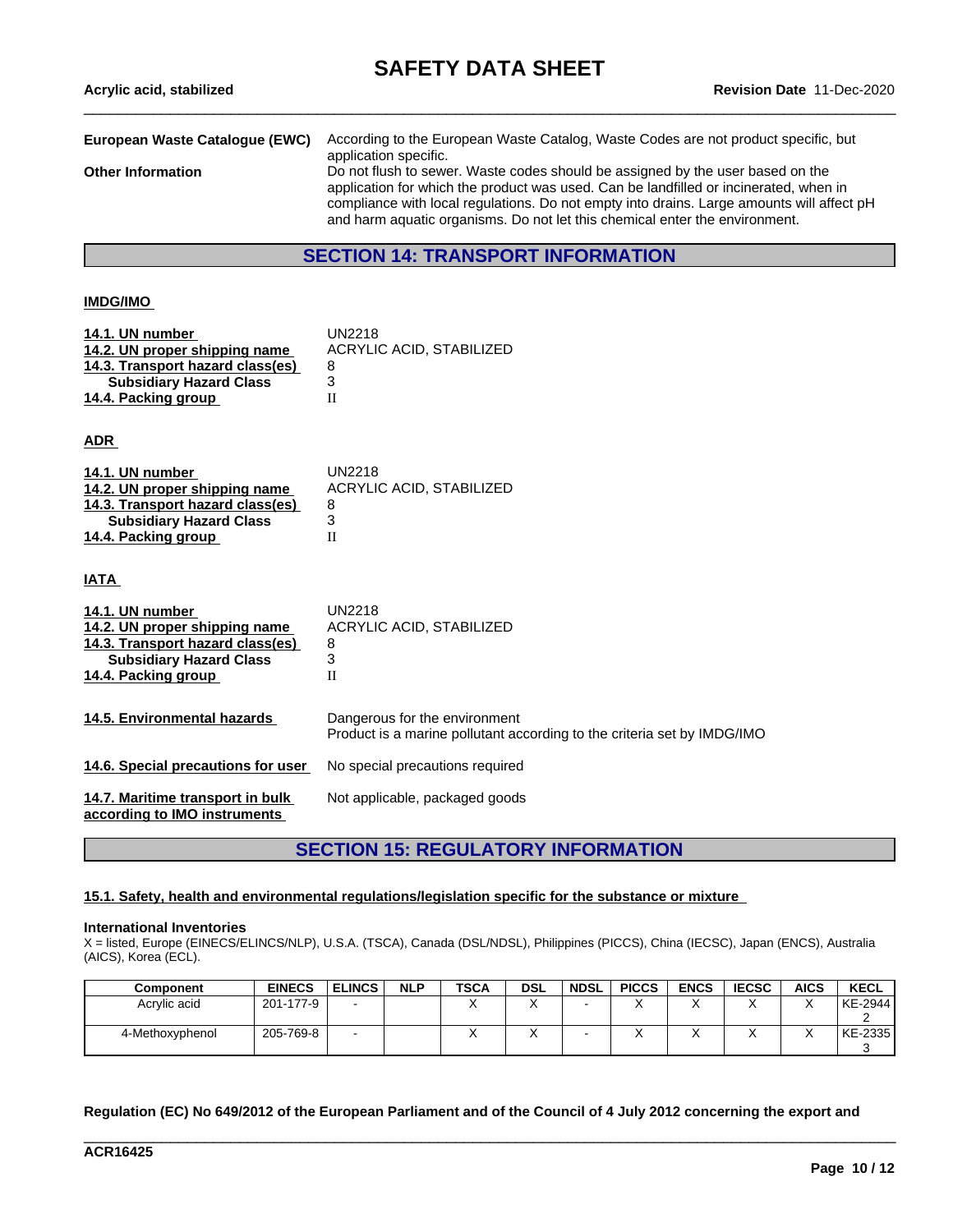**European Waste Catalogue (EWC)** According to the European Waste Catalog, Waste Codes are not product specific, but application specific.

**Other Information** Do not flush to sewer. Waste codes should be assigned by the user based on the application for which the product was used. Can be landfilled or incinerated, when in compliance with local regulations. Do not empty into drains. Large amounts will affect pH and harm aquatic organisms. Do not let this chemical enter the environment.

## SECTION 14: TRANSPORT INFORMATION

### IMDG/IMO

| | |
|---|---|
| **14.1. UN number** | UN2218 |
| **14.2. UN proper shipping name** | ACRYLIC ACID, STABILIZED |
| **14.3. Transport hazard class(es)** | 8 |
| **Subsidiary Hazard Class** | 3 |
| **14.4. Packing group** | II |

### ADR

| | |
|---|---|
| **14.1. UN number** | UN2218 |
| **14.2. UN proper shipping name** | ACRYLIC ACID, STABILIZED |
| **14.3. Transport hazard class(es)** | 8 |
| **Subsidiary Hazard Class** | 3 |
| **14.4. Packing group** | II |

### IATA

| | |
|---|---|
| **14.1. UN number** | UN2218 |
| **14.2. UN proper shipping name** | ACRYLIC ACID, STABILIZED |
| **14.3. Transport hazard class(es)** | 8 |
| **Subsidiary Hazard Class** | 3 |
| **14.4. Packing group** | II |

**14.5. Environmental hazards** Dangerous for the environment
Product is a marine pollutant according to the criteria set by IMDG/IMO

**14.6. Special precautions for user** No special precautions required

**14.7. Maritime transport in bulk according to IMO instruments** Not applicable, packaged goods

## SECTION 15: REGULATORY INFORMATION

**15.1. Safety, health and environmental regulations/legislation specific for the substance or mixture**

**International Inventories**
X = listed, Europe (EINECS/ELINCS/NLP), U.S.A. (TSCA), Canada (DSL/NDSL), Philippines (PICCS), China (IECSC), Japan (ENCS), Australia (AICS), Korea (ECL).

| Component | EINECS | ELINCS | NLP | TSCA | DSL | NDSL | PICCS | ENCS | IECSC | AICS | KECL |
|---|---|---|---|---|---|---|---|---|---|---|---|
| Acrylic acid | 201-177-9 | - | | X | X | - | X | X | X | X | KE-29442 |
| 4-Methoxyphenol | 205-769-8 | - | | X | X | - | X | X | X | X | KE-23353 |

**Regulation (EC) No 649/2012 of the European Parliament and of the Council of 4 July 2012 concerning the export and**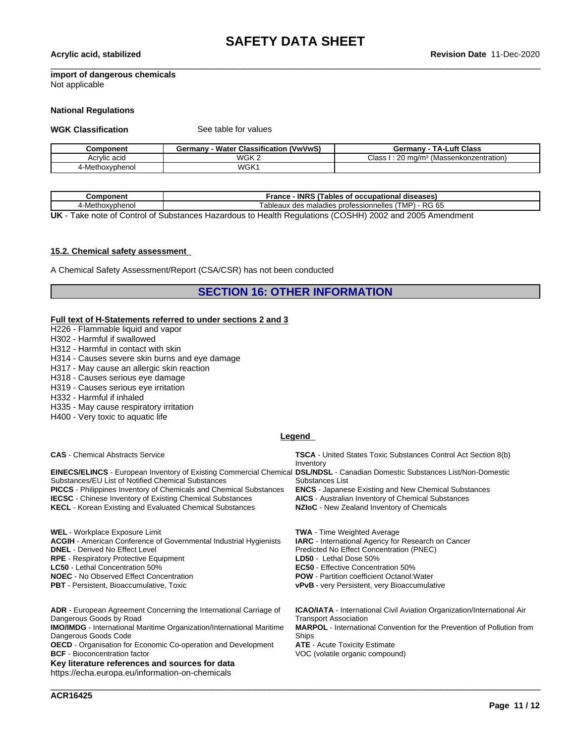**import of dangerous chemicals**
Not applicable

**National Regulations**

**WGK Classification** See table for values

| Component | Germany - Water Classification (VwVwS) | Germany - TA-Luft Class |
|---|---|---|
| Acrylic acid | WGK 2 | Class I : 20 mg/m³ (Massenkonzentration) |
| 4-Methoxyphenol | WGK1 | |

| Component | France - INRS (Tables of occupational diseases) |
|---|---|
| 4-Methoxyphenol | Tableaux des maladies professionnelles (TMP) - RG 65 |

**UK** - Take note of Control of Substances Hazardous to Health Regulations (COSHH) 2002 and 2005 Amendment

### 15.2. Chemical safety assessment

A Chemical Safety Assessment/Report (CSA/CSR) has not been conducted

## SECTION 16: OTHER INFORMATION

**Full text of H-Statements referred to under sections 2 and 3**

H226 - Flammable liquid and vapor
H302 - Harmful if swallowed
H312 - Harmful in contact with skin
H314 - Causes severe skin burns and eye damage
H317 - May cause an allergic skin reaction
H318 - Causes serious eye damage
H319 - Causes serious eye irritation
H332 - Harmful if inhaled
H335 - May cause respiratory irritation
H400 - Very toxic to aquatic life

**Legend**

**CAS** - Chemical Abstracts Service
**EINECS/ELINCS** - European Inventory of Existing Commercial Chemical Substances/EU List of Notified Chemical Substances
**PICCS** - Philippines Inventory of Chemicals and Chemical Substances
**IECSC** - Chinese Inventory of Existing Chemical Substances
**KECL** - Korean Existing and Evaluated Chemical Substances
**TSCA** - United States Toxic Substances Control Act Section 8(b) Inventory
**DSL/NDSL** - Canadian Domestic Substances List/Non-Domestic Substances List
**ENCS** - Japanese Existing and New Chemical Substances
**AICS** - Australian Inventory of Chemical Substances
**NZIoC** - New Zealand Inventory of Chemicals

**WEL** - Workplace Exposure Limit
**ACGIH** - American Conference of Governmental Industrial Hygienists
**DNEL** - Derived No Effect Level
**RPE** - Respiratory Protective Equipment
**LC50** - Lethal Concentration 50%
**NOEC** - No Observed Effect Concentration
**PBT** - Persistent, Bioaccumulative, Toxic
**TWA** - Time Weighted Average
**IARC** - International Agency for Research on Cancer
Predicted No Effect Concentration (PNEC)
**LD50** - Lethal Dose 50%
**EC50** - Effective Concentration 50%
**POW** - Partition coefficient Octanol:Water
**vPvB** - very Persistent, very Bioaccumulative

**ADR** - European Agreement Concerning the International Carriage of Dangerous Goods by Road
**IMO/IMDG** - International Maritime Organization/International Maritime Dangerous Goods Code
**OECD** - Organisation for Economic Co-operation and Development
**BCF** - Bioconcentration factor
**ICAO/IATA** - International Civil Aviation Organization/International Air Transport Association
**MARPOL** - International Convention for the Prevention of Pollution from Ships
**ATE** - Acute Toxicity Estimate
VOC (volatile organic compound)

**Key literature references and sources for data**
https://echa.europa.eu/information-on-chemicals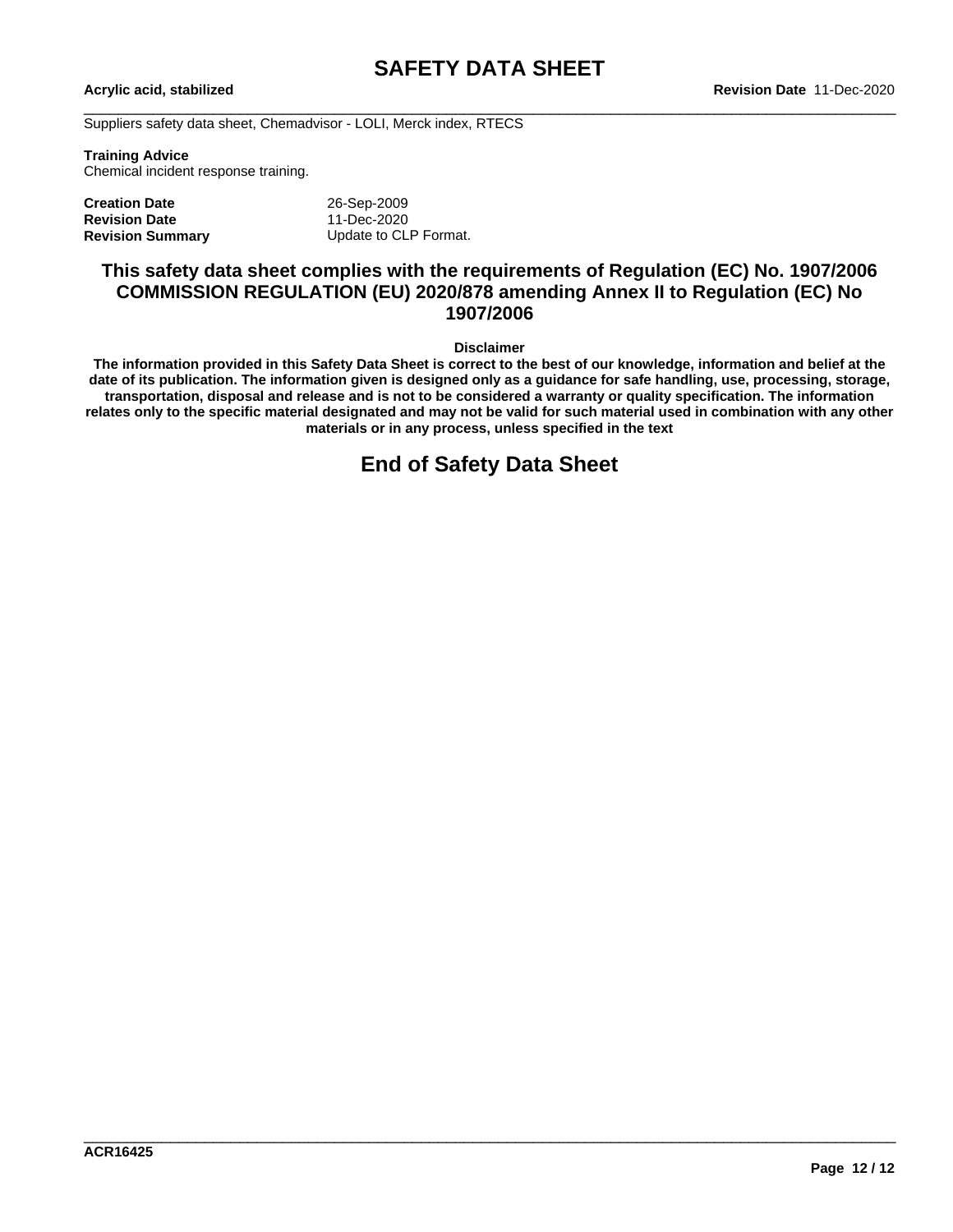Suppliers safety data sheet, Chemadvisor - LOLI, Merck index, RTECS

**Training Advice**
Chemical incident response training.

| | |
|---|---|
| **Creation Date** | 26-Sep-2009 |
| **Revision Date** | 11-Dec-2020 |
| **Revision Summary** | Update to CLP Format. |

## This safety data sheet complies with the requirements of Regulation (EC) No. 1907/2006 COMMISSION REGULATION (EU) 2020/878 amending Annex II to Regulation (EC) No 1907/2006

**Disclaimer**

**The information provided in this Safety Data Sheet is correct to the best of our knowledge, information and belief at the date of its publication. The information given is designed only as a guidance for safe handling, use, processing, storage, transportation, disposal and release and is not to be considered a warranty or quality specification. The information relates only to the specific material designated and may not be valid for such material used in combination with any other materials or in any process, unless specified in the text**

# End of Safety Data Sheet